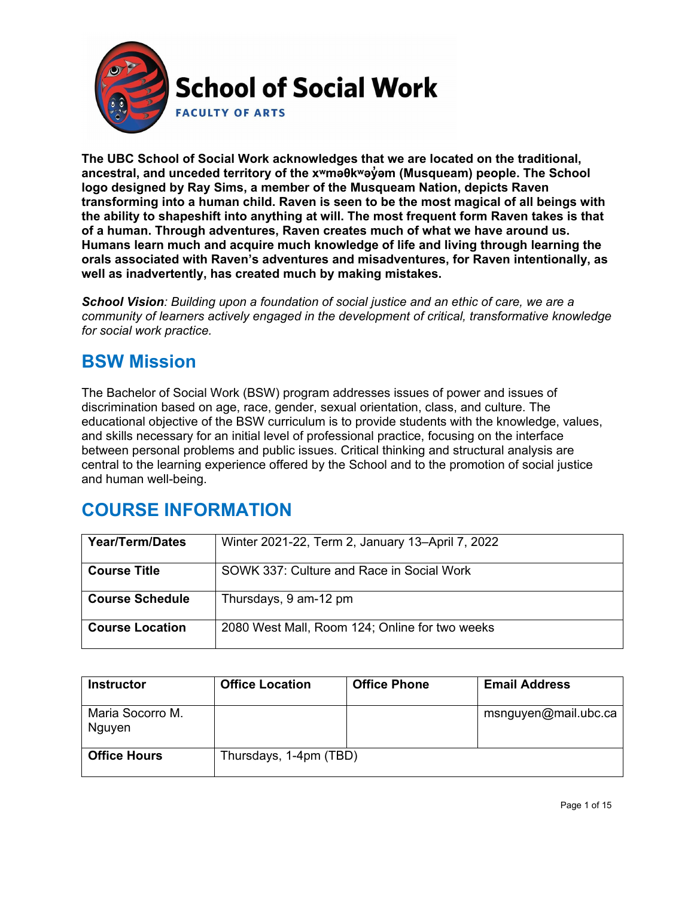# School of Social Work

FACULTY OF ARTS

**The UBC School of Social Work acknowledges that we are located on the traditional, ancestral, and unceded territory of the xʷməθkʷəy̓əm (Musqueam) people. The School logo designed by Ray Sims, a member of the Musqueam Nation, depicts Raven transforming into a human child. Raven is seen to be the most magical of all beings with the ability to shapeshift into anything at will. The most frequent form Raven takes is that of a human. Through adventures, Raven creates much of what we have around us. Humans learn much and acquire much knowledge of life and living through learning the orals associated with Raven's adventures and misadventures, for Raven intentionally, as well as inadvertently, has created much by making mistakes.**

***School Vision**: Building upon a foundation of social justice and an ethic of care, we are a community of learners actively engaged in the development of critical, transformative knowledge for social work practice.*

## BSW Mission

The Bachelor of Social Work (BSW) program addresses issues of power and issues of discrimination based on age, race, gender, sexual orientation, class, and culture. The educational objective of the BSW curriculum is to provide students with the knowledge, values, and skills necessary for an initial level of professional practice, focusing on the interface between personal problems and public issues. Critical thinking and structural analysis are central to the learning experience offered by the School and to the promotion of social justice and human well-being.

## COURSE INFORMATION

| **Year/Term/Dates** | Winter 2021-22, Term 2, January 13–April 7, 2022 |
|---|---|
| **Course Title** | SOWK 337: Culture and Race in Social Work |
| **Course Schedule** | Thursdays, 9 am-12 pm |
| **Course Location** | 2080 West Mall, Room 124; Online for two weeks |

| **Instructor** | **Office Location** | **Office Phone** | **Email Address** |
|---|---|---|---|
| Maria Socorro M. Nguyen | | | msnguyen@mail.ubc.ca |
| **Office Hours** | Thursdays, 1-4pm (TBD) | | |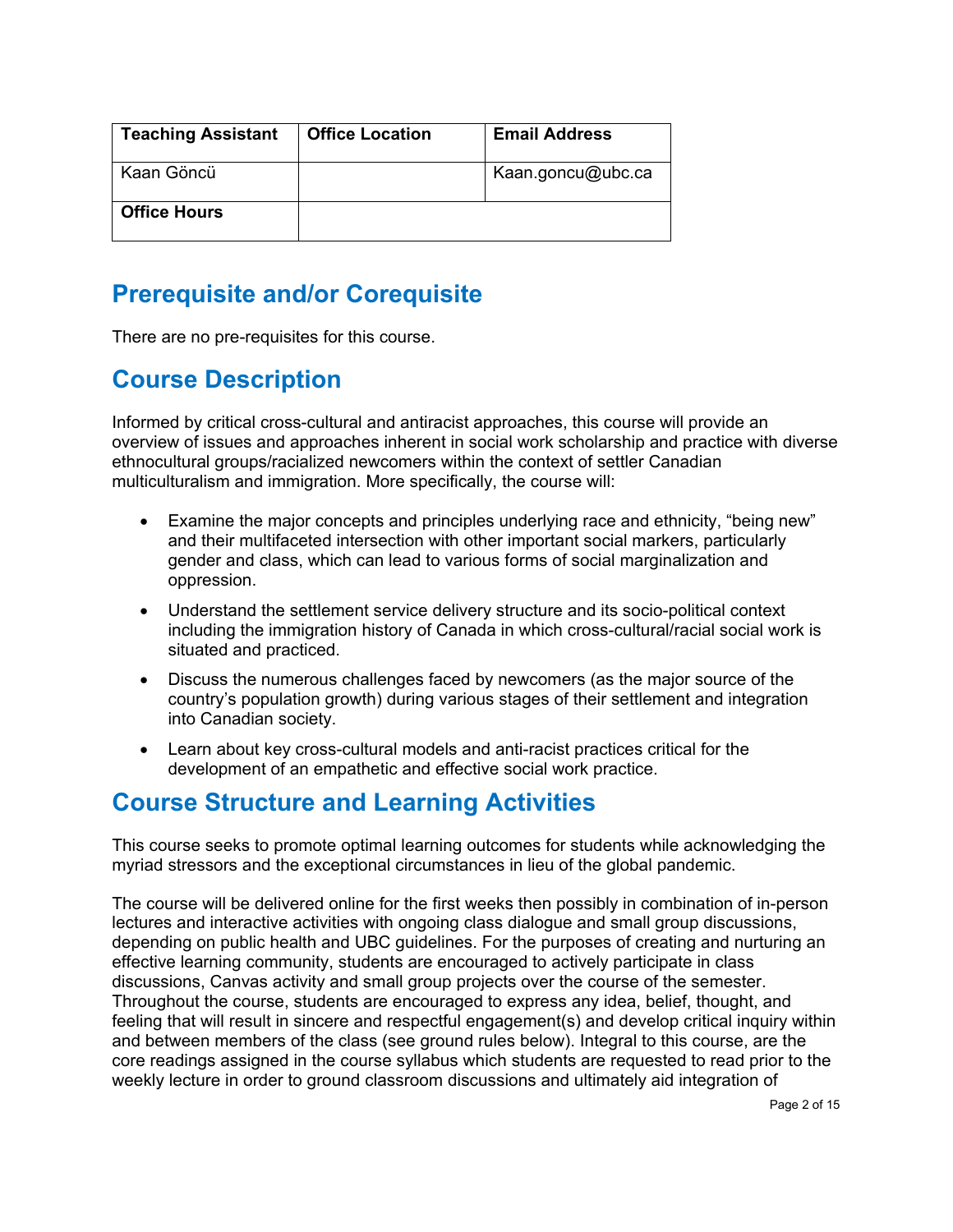| Teaching Assistant | Office Location | Email Address |
| --- | --- | --- |
| Kaan Göncü | | Kaan.goncu@ubc.ca |
| **Office Hours** | | |

## Prerequisite and/or Corequisite

There are no pre-requisites for this course.

## Course Description

Informed by critical cross-cultural and antiracist approaches, this course will provide an overview of issues and approaches inherent in social work scholarship and practice with diverse ethnocultural groups/racialized newcomers within the context of settler Canadian multiculturalism and immigration. More specifically, the course will:

- Examine the major concepts and principles underlying race and ethnicity, "being new" and their multifaceted intersection with other important social markers, particularly gender and class, which can lead to various forms of social marginalization and oppression.
- Understand the settlement service delivery structure and its socio-political context including the immigration history of Canada in which cross-cultural/racial social work is situated and practiced.
- Discuss the numerous challenges faced by newcomers (as the major source of the country's population growth) during various stages of their settlement and integration into Canadian society.
- Learn about key cross-cultural models and anti-racist practices critical for the development of an empathetic and effective social work practice.

## Course Structure and Learning Activities

This course seeks to promote optimal learning outcomes for students while acknowledging the myriad stressors and the exceptional circumstances in lieu of the global pandemic.

The course will be delivered online for the first weeks then possibly in combination of in-person lectures and interactive activities with ongoing class dialogue and small group discussions, depending on public health and UBC guidelines. For the purposes of creating and nurturing an effective learning community, students are encouraged to actively participate in class discussions, Canvas activity and small group projects over the course of the semester. Throughout the course, students are encouraged to express any idea, belief, thought, and feeling that will result in sincere and respectful engagement(s) and develop critical inquiry within and between members of the class (see ground rules below). Integral to this course, are the core readings assigned in the course syllabus which students are requested to read prior to the weekly lecture in order to ground classroom discussions and ultimately aid integration of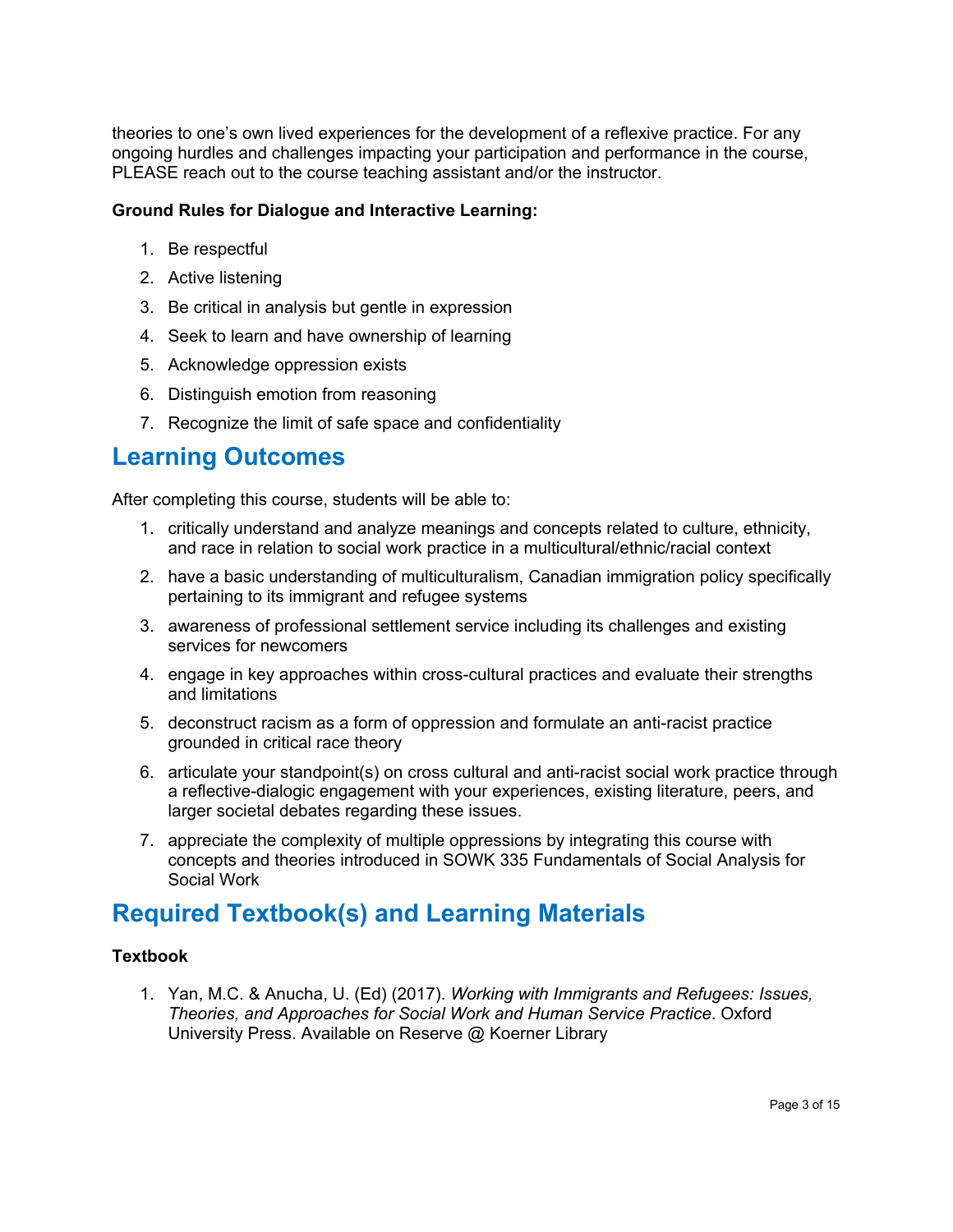theories to one's own lived experiences for the development of a reflexive practice. For any ongoing hurdles and challenges impacting your participation and performance in the course, PLEASE reach out to the course teaching assistant and/or the instructor.

**Ground Rules for Dialogue and Interactive Learning:**

1. Be respectful
2. Active listening
3. Be critical in analysis but gentle in expression
4. Seek to learn and have ownership of learning
5. Acknowledge oppression exists
6. Distinguish emotion from reasoning
7. Recognize the limit of safe space and confidentiality

## Learning Outcomes

After completing this course, students will be able to:

1. critically understand and analyze meanings and concepts related to culture, ethnicity, and race in relation to social work practice in a multicultural/ethnic/racial context
2. have a basic understanding of multiculturalism, Canadian immigration policy specifically pertaining to its immigrant and refugee systems
3. awareness of professional settlement service including its challenges and existing services for newcomers
4. engage in key approaches within cross-cultural practices and evaluate their strengths and limitations
5. deconstruct racism as a form of oppression and formulate an anti-racist practice grounded in critical race theory
6. articulate your standpoint(s) on cross cultural and anti-racist social work practice through a reflective-dialogic engagement with your experiences, existing literature, peers, and larger societal debates regarding these issues.
7. appreciate the complexity of multiple oppressions by integrating this course with concepts and theories introduced in SOWK 335 Fundamentals of Social Analysis for Social Work

## Required Textbook(s) and Learning Materials

**Textbook**

1. Yan, M.C. & Anucha, U. (Ed) (2017). *Working with Immigrants and Refugees: Issues, Theories, and Approaches for Social Work and Human Service Practice*. Oxford University Press. Available on Reserve @ Koerner Library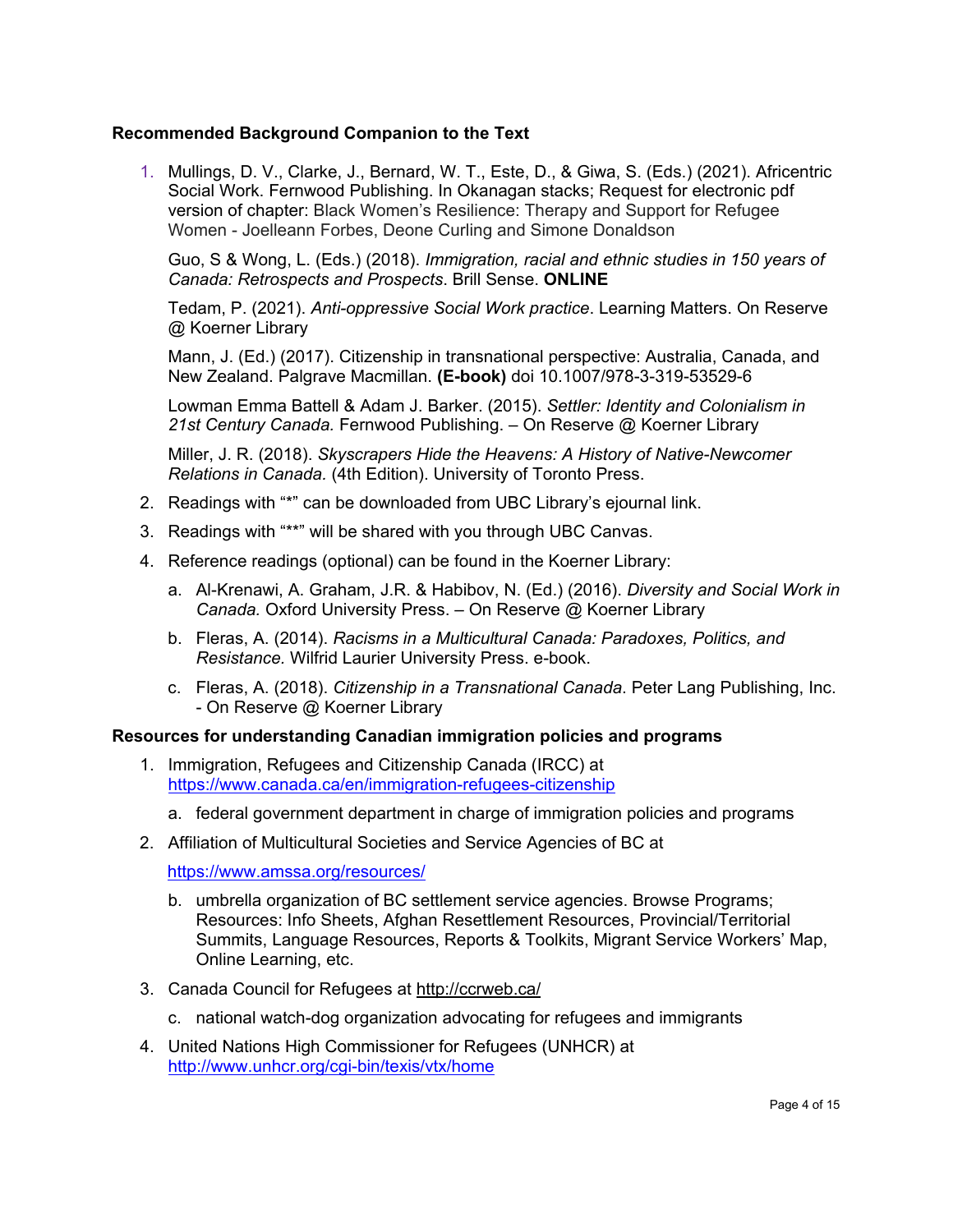**Recommended Background Companion to the Text**

1. Mullings, D. V., Clarke, J., Bernard, W. T., Este, D., & Giwa, S. (Eds.) (2021). Africentric Social Work. Fernwood Publishing. In Okanagan stacks; Request for electronic pdf version of chapter: Black Women's Resilience: Therapy and Support for Refugee Women - Joelleann Forbes, Deone Curling and Simone Donaldson

   Guo, S & Wong, L. (Eds.) (2018). *Immigration, racial and ethnic studies in 150 years of Canada: Retrospects and Prospects*. Brill Sense. **ONLINE**

   Tedam, P. (2021). *Anti-oppressive Social Work practice*. Learning Matters. On Reserve @ Koerner Library

   Mann, J. (Ed.) (2017). Citizenship in transnational perspective: Australia, Canada, and New Zealand. Palgrave Macmillan. **(E-book)** doi 10.1007/978-3-319-53529-6

   Lowman Emma Battell & Adam J. Barker. (2015). *Settler: Identity and Colonialism in 21st Century Canada.* Fernwood Publishing. – On Reserve @ Koerner Library

   Miller, J. R. (2018). *Skyscrapers Hide the Heavens: A History of Native-Newcomer Relations in Canada.* (4th Edition). University of Toronto Press.

2. Readings with "*" can be downloaded from UBC Library's ejournal link.
3. Readings with "**" will be shared with you through UBC Canvas.
4. Reference readings (optional) can be found in the Koerner Library:
   a. Al-Krenawi, A. Graham, J.R. & Habibov, N. (Ed.) (2016). *Diversity and Social Work in Canada.* Oxford University Press. – On Reserve @ Koerner Library
   b. Fleras, A. (2014). *Racisms in a Multicultural Canada: Paradoxes, Politics, and Resistance.* Wilfrid Laurier University Press. e-book.
   c. Fleras, A. (2018). *Citizenship in a Transnational Canada*. Peter Lang Publishing, Inc. - On Reserve @ Koerner Library

**Resources for understanding Canadian immigration policies and programs**

1. Immigration, Refugees and Citizenship Canada (IRCC) at https://www.canada.ca/en/immigration-refugees-citizenship
   a. federal government department in charge of immigration policies and programs
2. Affiliation of Multicultural Societies and Service Agencies of BC at

   https://www.amssa.org/resources/

   b. umbrella organization of BC settlement service agencies. Browse Programs; Resources: Info Sheets, Afghan Resettlement Resources, Provincial/Territorial Summits, Language Resources, Reports & Toolkits, Migrant Service Workers' Map, Online Learning, etc.
3. Canada Council for Refugees at http://ccrweb.ca/
   c. national watch-dog organization advocating for refugees and immigrants
4. United Nations High Commissioner for Refugees (UNHCR) at http://www.unhcr.org/cgi-bin/texis/vtx/home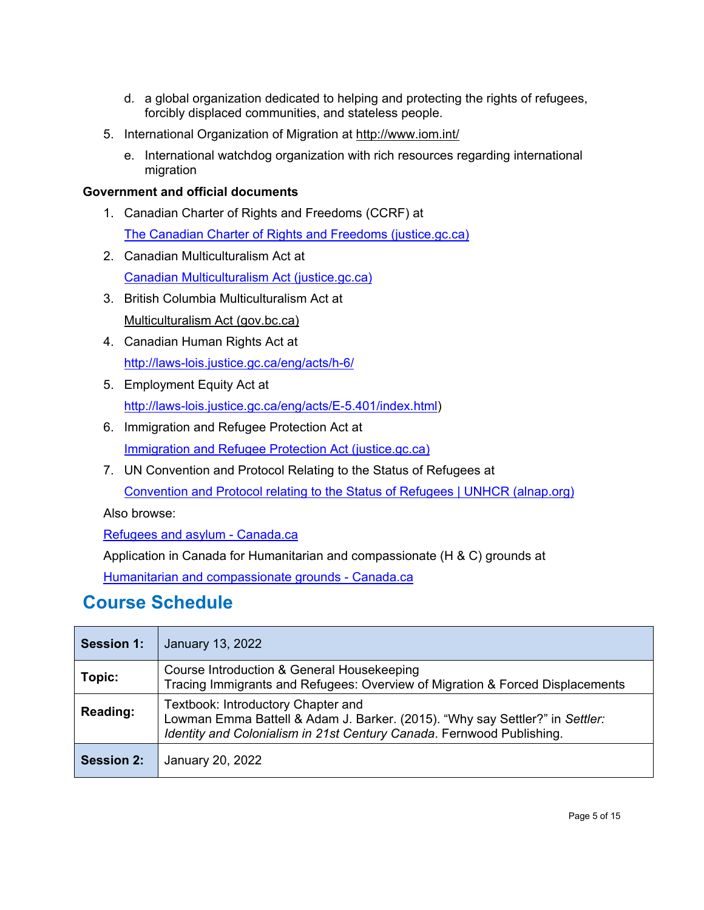d. a global organization dedicated to helping and protecting the rights of refugees, forcibly displaced communities, and stateless people.

5. International Organization of Migration at http://www.iom.int/

   e. International watchdog organization with rich resources regarding international migration

**Government and official documents**

1. Canadian Charter of Rights and Freedoms (CCRF) at
   The Canadian Charter of Rights and Freedoms (justice.gc.ca)
2. Canadian Multiculturalism Act at
   Canadian Multiculturalism Act (justice.gc.ca)
3. British Columbia Multiculturalism Act at
   Multiculturalism Act (gov.bc.ca)
4. Canadian Human Rights Act at
   http://laws-lois.justice.gc.ca/eng/acts/h-6/
5. Employment Equity Act at
   http://laws-lois.justice.gc.ca/eng/acts/E-5.401/index.html)
6. Immigration and Refugee Protection Act at
   Immigration and Refugee Protection Act (justice.gc.ca)
7. UN Convention and Protocol Relating to the Status of Refugees at
   Convention and Protocol relating to the Status of Refugees | UNHCR (alnap.org)

Also browse:

Refugees and asylum - Canada.ca

Application in Canada for Humanitarian and compassionate (H & C) grounds at

Humanitarian and compassionate grounds - Canada.ca

## Course Schedule

| **Session 1:** | January 13, 2022 |
|---|---|
| **Topic:** | Course Introduction & General Housekeeping<br>Tracing Immigrants and Refugees: Overview of Migration & Forced Displacements |
| **Reading:** | Textbook: Introductory Chapter and<br>Lowman Emma Battell & Adam J. Barker. (2015). "Why say Settler?" in *Settler: Identity and Colonialism in 21st Century Canada*. Fernwood Publishing. |
| **Session 2:** | January 20, 2022 |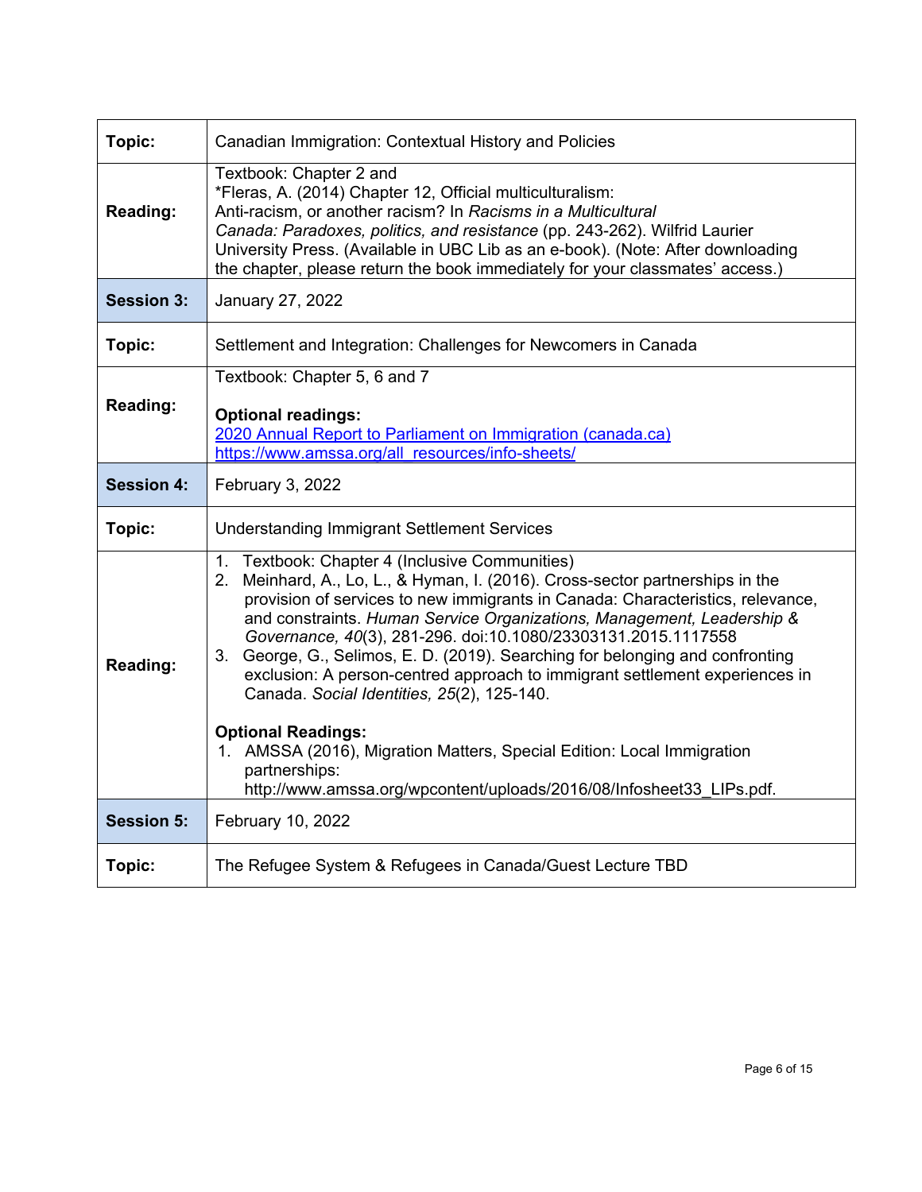| | |
|---|---|
| **Topic:** | Canadian Immigration: Contextual History and Policies |
| **Reading:** | Textbook: Chapter 2 and<br>*Fleras, A. (2014) Chapter 12, Official multiculturalism: Anti-racism, or another racism? In *Racisms in a Multicultural Canada: Paradoxes, politics, and resistance* (pp. 243-262). Wilfrid Laurier University Press. (Available in UBC Lib as an e-book). (Note: After downloading the chapter, please return the book immediately for your classmates' access.) |
| **Session 3:** | January 27, 2022 |
| **Topic:** | Settlement and Integration: Challenges for Newcomers in Canada |
| **Reading:** | Textbook: Chapter 5, 6 and 7<br><br>**Optional readings:**<br>2020 Annual Report to Parliament on Immigration (canada.ca)<br>https://www.amssa.org/all_resources/info-sheets/ |
| **Session 4:** | February 3, 2022 |
| **Topic:** | Understanding Immigrant Settlement Services |
| **Reading:** | 1. Textbook: Chapter 4 (Inclusive Communities)<br>2. Meinhard, A., Lo, L., & Hyman, I. (2016). Cross-sector partnerships in the provision of services to new immigrants in Canada: Characteristics, relevance, and constraints. *Human Service Organizations, Management, Leadership & Governance, 40*(3), 281-296. doi:10.1080/23303131.2015.1117558<br>3. George, G., Selimos, E. D. (2019). Searching for belonging and confronting exclusion: A person-centred approach to immigrant settlement experiences in Canada. *Social Identities, 25*(2), 125-140.<br><br>**Optional Readings:**<br>1. AMSSA (2016), Migration Matters, Special Edition: Local Immigration partnerships: http://www.amssa.org/wpcontent/uploads/2016/08/Infosheet33_LIPs.pdf. |
| **Session 5:** | February 10, 2022 |
| **Topic:** | The Refugee System & Refugees in Canada/Guest Lecture TBD |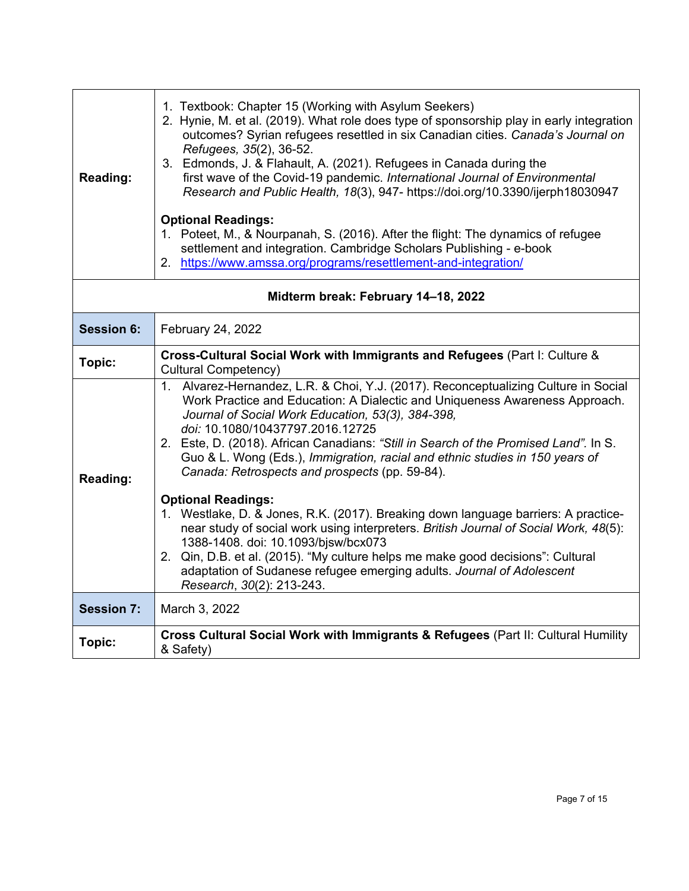| | |
|---|---|
| **Reading:** | 1. Textbook: Chapter 15 (Working with Asylum Seekers)<br>2. Hynie, M. et al. (2019). What role does type of sponsorship play in early integration outcomes? Syrian refugees resettled in six Canadian cities. *Canada's Journal on Refugees, 35*(2), 36-52.<br>3. Edmonds, J. & Flahault, A. (2021). Refugees in Canada during the first wave of the Covid-19 pandemic. *International Journal of Environmental Research and Public Health, 18*(3), 947- https://doi.org/10.3390/ijerph18030947<br><br>**Optional Readings:**<br>1. Poteet, M., & Nourpanah, S. (2016). After the flight: The dynamics of refugee settlement and integration. Cambridge Scholars Publishing - e-book<br>2. [https://www.amssa.org/programs/resettlement-and-integration/](https://www.amssa.org/programs/resettlement-and-integration/) |
| **Midterm break: February 14–18, 2022** | |
| **Session 6:** | February 24, 2022 |
| **Topic:** | **Cross-Cultural Social Work with Immigrants and Refugees** (Part I: Culture & Cultural Competency) |
| **Reading:** | 1. Alvarez-Hernandez, L.R. & Choi, Y.J. (2017). Reconceptualizing Culture in Social Work Practice and Education: A Dialectic and Uniqueness Awareness Approach. *Journal of Social Work Education, 53(3), 384-398, doi:* 10.1080/10437797.2016.12725<br>2. Este, D. (2018). African Canadians: *"Still in Search of the Promised Land".* In S. Guo & L. Wong (Eds.), *Immigration, racial and ethnic studies in 150 years of Canada: Retrospects and prospects* (pp. 59-84).<br><br>**Optional Readings:**<br>1. Westlake, D. & Jones, R.K. (2017). Breaking down language barriers: A practice-near study of social work using interpreters. *British Journal of Social Work, 48*(5): 1388-1408. doi: 10.1093/bjsw/bcx073<br>2. Qin, D.B. et al. (2015). "My culture helps me make good decisions": Cultural adaptation of Sudanese refugee emerging adults. *Journal of Adolescent Research*, *30*(2): 213-243. |
| **Session 7:** | March 3, 2022 |
| **Topic:** | **Cross Cultural Social Work with Immigrants & Refugees** (Part II: Cultural Humility & Safety) |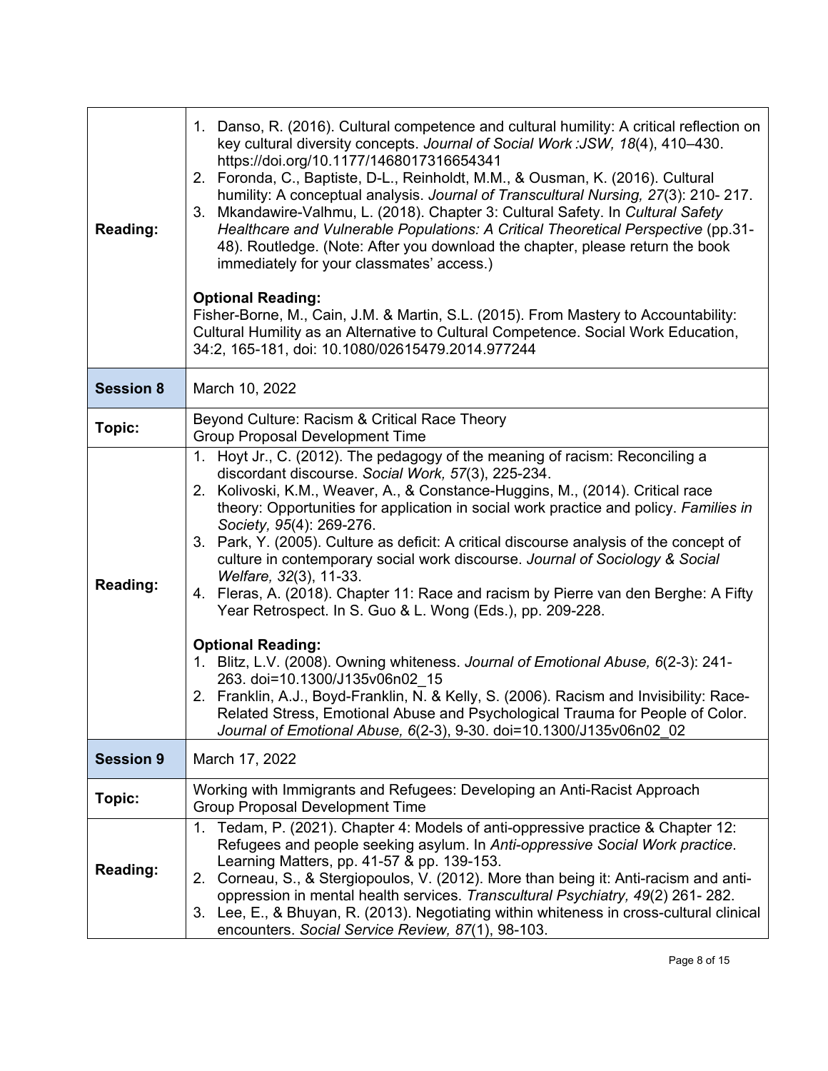| | |
|---|---|
| **Reading:** | 1. Danso, R. (2016). Cultural competence and cultural humility: A critical reflection on key cultural diversity concepts. *Journal of Social Work :JSW, 18*(4), 410–430. https://doi.org/10.1177/1468017316654341<br>2. Foronda, C., Baptiste, D-L., Reinholdt, M.M., & Ousman, K. (2016). Cultural humility: A conceptual analysis. *Journal of Transcultural Nursing, 27*(3): 210- 217.<br>3. Mkandawire-Valhmu, L. (2018). Chapter 3: Cultural Safety. In *Cultural Safety Healthcare and Vulnerable Populations: A Critical Theoretical Perspective* (pp.31-48). Routledge. (Note: After you download the chapter, please return the book immediately for your classmates' access.)<br><br>**Optional Reading:**<br>Fisher-Borne, M., Cain, J.M. & Martin, S.L. (2015). From Mastery to Accountability: Cultural Humility as an Alternative to Cultural Competence. Social Work Education, 34:2, 165-181, doi: 10.1080/02615479.2014.977244 |
| **Session 8** | March 10, 2022 |
| **Topic:** | Beyond Culture: Racism & Critical Race Theory<br>Group Proposal Development Time |
| **Reading:** | 1. Hoyt Jr., C. (2012). The pedagogy of the meaning of racism: Reconciling a discordant discourse. *Social Work, 57*(3), 225-234.<br>2. Kolivoski, K.M., Weaver, A., & Constance-Huggins, M., (2014). Critical race theory: Opportunities for application in social work practice and policy. *Families in Society, 95*(4): 269-276.<br>3. Park, Y. (2005). Culture as deficit: A critical discourse analysis of the concept of culture in contemporary social work discourse. *Journal of Sociology & Social Welfare, 32*(3), 11-33.<br>4. Fleras, A. (2018). Chapter 11: Race and racism by Pierre van den Berghe: A Fifty Year Retrospect. In S. Guo & L. Wong (Eds.), pp. 209-228.<br><br>**Optional Reading:**<br>1. Blitz, L.V. (2008). Owning whiteness. *Journal of Emotional Abuse, 6*(2-3): 241-263. doi=10.1300/J135v06n02_15<br>2. Franklin, A.J., Boyd-Franklin, N. & Kelly, S. (2006). Racism and Invisibility: Race-Related Stress, Emotional Abuse and Psychological Trauma for People of Color. *Journal of Emotional Abuse, 6*(2-3), 9-30. doi=10.1300/J135v06n02_02 |
| **Session 9** | March 17, 2022 |
| **Topic:** | Working with Immigrants and Refugees: Developing an Anti-Racist Approach<br>Group Proposal Development Time |
| **Reading:** | 1. Tedam, P. (2021). Chapter 4: Models of anti-oppressive practice & Chapter 12: Refugees and people seeking asylum. In *Anti-oppressive Social Work practice*. Learning Matters, pp. 41-57 & pp. 139-153.<br>2. Corneau, S., & Stergiopoulos, V. (2012). More than being it: Anti-racism and anti-oppression in mental health services. *Transcultural Psychiatry, 49*(2) 261- 282.<br>3. Lee, E., & Bhuyan, R. (2013). Negotiating within whiteness in cross-cultural clinical encounters. *Social Service Review, 87*(1), 98-103. |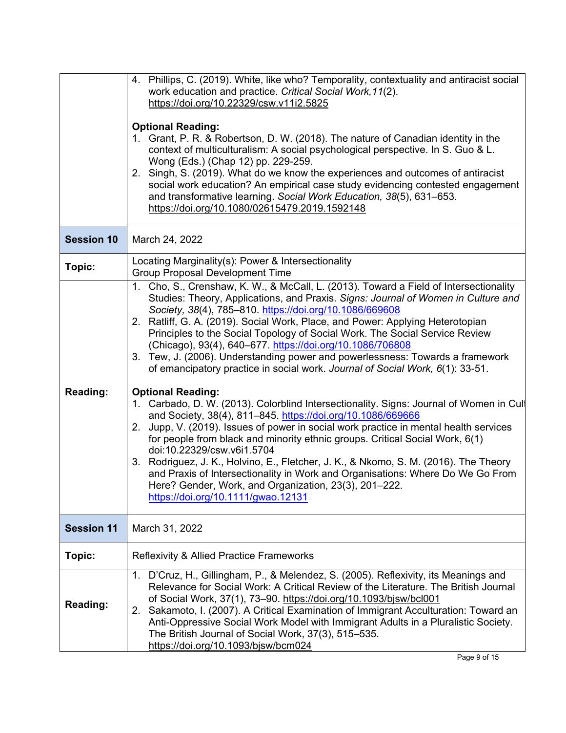| | |
|---|---|
| | 4. Phillips, C. (2019). White, like who? Temporality, contextuality and antiracist social work education and practice. *Critical Social Work,11*(2). https://doi.org/10.22329/csw.v11i2.5825<br><br>**Optional Reading:**<br>1. Grant, P. R. & Robertson, D. W. (2018). The nature of Canadian identity in the context of multiculturalism: A social psychological perspective. In S. Guo & L. Wong (Eds.) (Chap 12) pp. 229-259.<br>2. Singh, S. (2019). What do we know the experiences and outcomes of antiracist social work education? An empirical case study evidencing contested engagement and transformative learning. *Social Work Education, 38*(5), 631–653. https://doi.org/10.1080/02615479.2019.1592148 |
| **Session 10** | March 24, 2022 |
| **Topic:** | Locating Marginality(s): Power & Intersectionality<br>Group Proposal Development Time |
| **Reading:** | 1. Cho, S., Crenshaw, K. W., & McCall, L. (2013). Toward a Field of Intersectionality Studies: Theory, Applications, and Praxis. *Signs: Journal of Women in Culture and Society, 38*(4), 785–810. https://doi.org/10.1086/669608<br>2. Ratliff, G. A. (2019). Social Work, Place, and Power: Applying Heterotopian Principles to the Social Topology of Social Work. The Social Service Review (Chicago), 93(4), 640–677. https://doi.org/10.1086/706808<br>3. Tew, J. (2006). Understanding power and powerlessness: Towards a framework of emancipatory practice in social work. *Journal of Social Work, 6*(1): 33-51.<br><br>**Optional Reading:**<br>1. Carbado, D. W. (2013). Colorblind Intersectionality. Signs: Journal of Women in Cult and Society, 38(4), 811–845. https://doi.org/10.1086/669666<br>2. Jupp, V. (2019). Issues of power in social work practice in mental health services for people from black and minority ethnic groups. Critical Social Work, 6(1) doi:10.22329/csw.v6i1.5704<br>3. Rodriguez, J. K., Holvino, E., Fletcher, J. K., & Nkomo, S. M. (2016). The Theory and Praxis of Intersectionality in Work and Organisations: Where Do We Go From Here? Gender, Work, and Organization, 23(3), 201–222. https://doi.org/10.1111/gwao.12131 |
| **Session 11** | March 31, 2022 |
| **Topic:** | Reflexivity & Allied Practice Frameworks |
| **Reading:** | 1. D'Cruz, H., Gillingham, P., & Melendez, S. (2005). Reflexivity, its Meanings and Relevance for Social Work: A Critical Review of the Literature. The British Journal of Social Work, 37(1), 73–90. https://doi.org/10.1093/bjsw/bcl001<br>2. Sakamoto, I. (2007). A Critical Examination of Immigrant Acculturation: Toward an Anti-Oppressive Social Work Model with Immigrant Adults in a Pluralistic Society. The British Journal of Social Work, 37(3), 515–535. https://doi.org/10.1093/bjsw/bcm024 |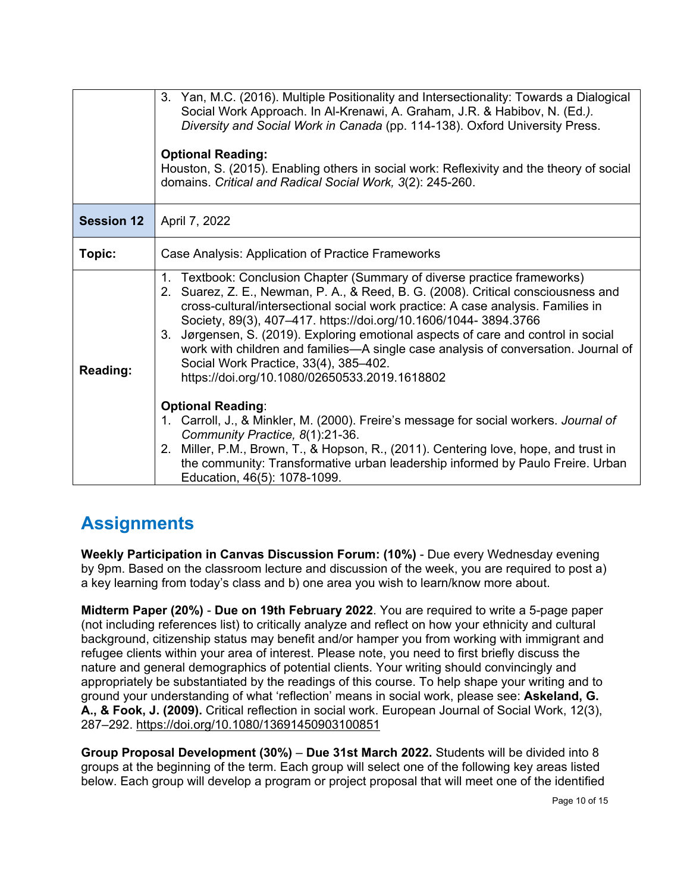| | |
|---|---|
| | 3. Yan, M.C. (2016). Multiple Positionality and Intersectionality: Towards a Dialogical Social Work Approach. In Al-Krenawi, A. Graham, J.R. & Habibov, N. (Ed.). *Diversity and Social Work in Canada* (pp. 114-138). Oxford University Press.<br><br>**Optional Reading:**<br>Houston, S. (2015). Enabling others in social work: Reflexivity and the theory of social domains. *Critical and Radical Social Work, 3*(2): 245-260. |
| **Session 12** | April 7, 2022 |
| **Topic:** | Case Analysis: Application of Practice Frameworks |
| **Reading:** | 1. Textbook: Conclusion Chapter (Summary of diverse practice frameworks)<br>2. Suarez, Z. E., Newman, P. A., & Reed, B. G. (2008). Critical consciousness and cross-cultural/intersectional social work practice: A case analysis. Families in Society, 89(3), 407–417. https://doi.org/10.1606/1044- 3894.3766<br>3. Jørgensen, S. (2019). Exploring emotional aspects of care and control in social work with children and families—A single case analysis of conversation. Journal of Social Work Practice, 33(4), 385–402. https://doi.org/10.1080/02650533.2019.1618802<br><br>**Optional Reading**:<br>1. Carroll, J., & Minkler, M. (2000). Freire's message for social workers. *Journal of Community Practice, 8*(1):21-36.<br>2. Miller, P.M., Brown, T., & Hopson, R., (2011). Centering love, hope, and trust in the community: Transformative urban leadership informed by Paulo Freire. Urban Education, 46(5): 1078-1099. |

## Assignments

**Weekly Participation in Canvas Discussion Forum: (10%)** - Due every Wednesday evening by 9pm. Based on the classroom lecture and discussion of the week, you are required to post a) a key learning from today's class and b) one area you wish to learn/know more about.

**Midterm Paper (20%)** - **Due on 19th February 2022**. You are required to write a 5-page paper (not including references list) to critically analyze and reflect on how your ethnicity and cultural background, citizenship status may benefit and/or hamper you from working with immigrant and refugee clients within your area of interest. Please note, you need to first briefly discuss the nature and general demographics of potential clients. Your writing should convincingly and appropriately be substantiated by the readings of this course. To help shape your writing and to ground your understanding of what 'reflection' means in social work, please see: **Askeland, G. A., & Fook, J. (2009).** Critical reflection in social work. European Journal of Social Work, 12(3), 287–292. https://doi.org/10.1080/13691450903100851

**Group Proposal Development (30%)** – **Due 31st March 2022.** Students will be divided into 8 groups at the beginning of the term. Each group will select one of the following key areas listed below. Each group will develop a program or project proposal that will meet one of the identified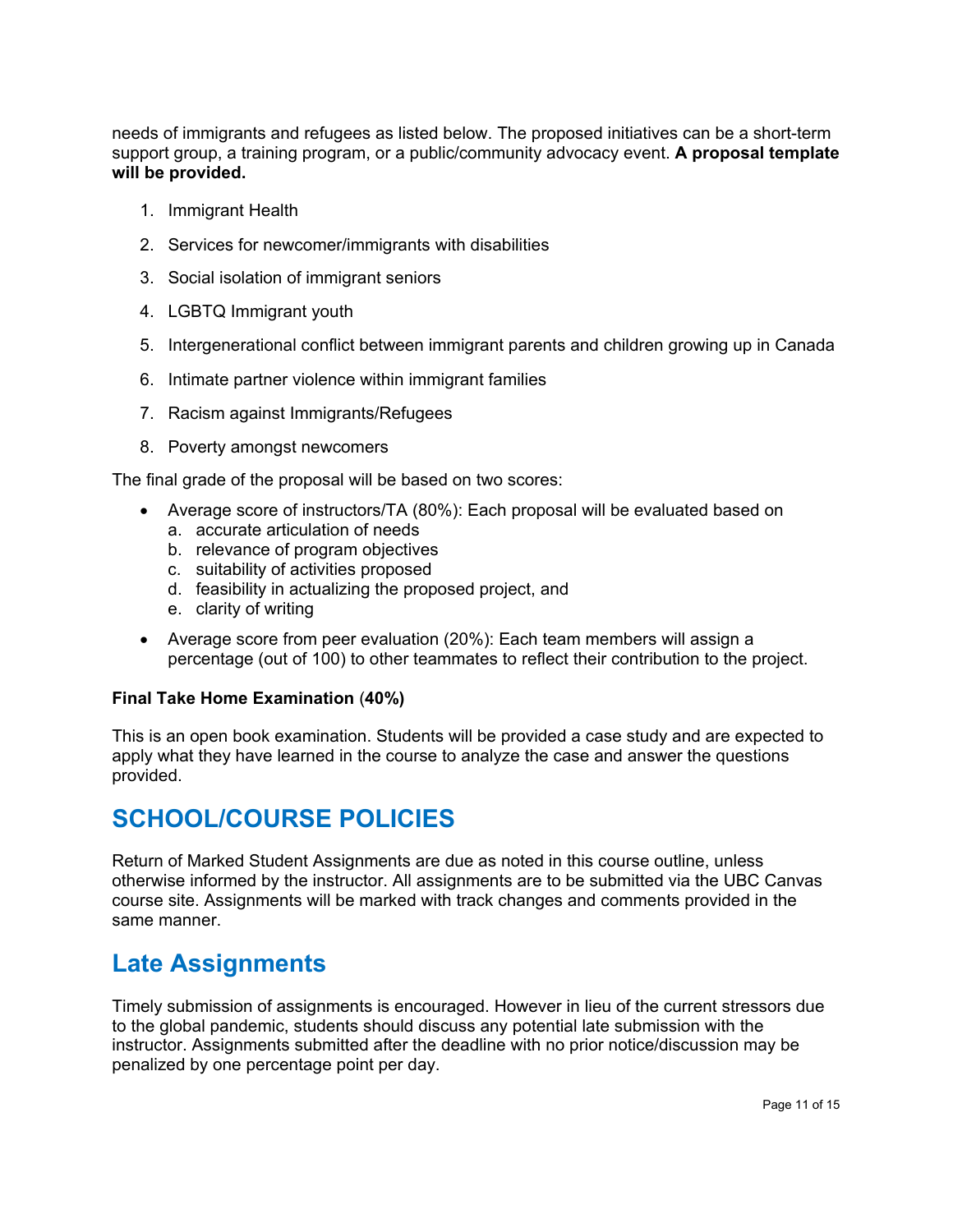needs of immigrants and refugees as listed below. The proposed initiatives can be a short-term support group, a training program, or a public/community advocacy event. **A proposal template will be provided.**

1. Immigrant Health
2. Services for newcomer/immigrants with disabilities
3. Social isolation of immigrant seniors
4. LGBTQ Immigrant youth
5. Intergenerational conflict between immigrant parents and children growing up in Canada
6. Intimate partner violence within immigrant families
7. Racism against Immigrants/Refugees
8. Poverty amongst newcomers

The final grade of the proposal will be based on two scores:

- Average score of instructors/TA (80%): Each proposal will be evaluated based on
  a. accurate articulation of needs
  b. relevance of program objectives
  c. suitability of activities proposed
  d. feasibility in actualizing the proposed project, and
  e. clarity of writing
- Average score from peer evaluation (20%): Each team members will assign a percentage (out of 100) to other teammates to reflect their contribution to the project.

**Final Take Home Examination (40%)**

This is an open book examination. Students will be provided a case study and are expected to apply what they have learned in the course to analyze the case and answer the questions provided.

# SCHOOL/COURSE POLICIES

Return of Marked Student Assignments are due as noted in this course outline, unless otherwise informed by the instructor. All assignments are to be submitted via the UBC Canvas course site. Assignments will be marked with track changes and comments provided in the same manner.

# Late Assignments

Timely submission of assignments is encouraged. However in lieu of the current stressors due to the global pandemic, students should discuss any potential late submission with the instructor. Assignments submitted after the deadline with no prior notice/discussion may be penalized by one percentage point per day.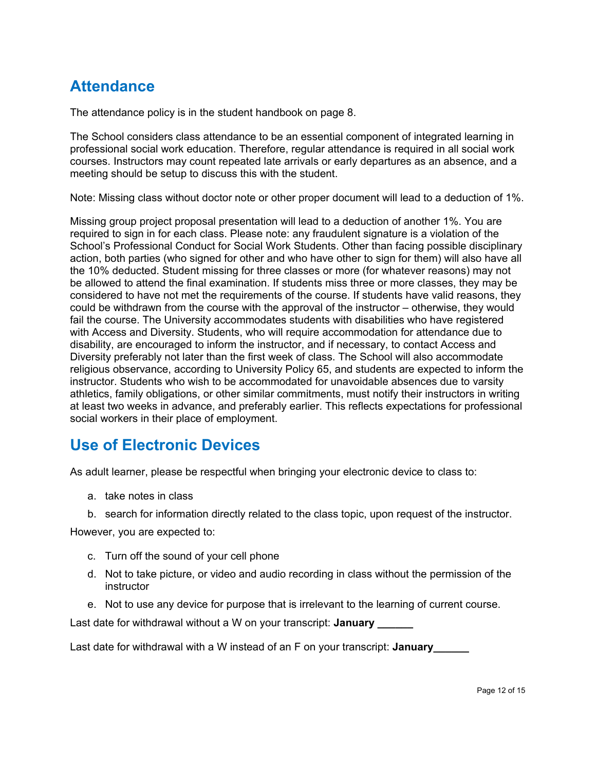## Attendance

The attendance policy is in the student handbook on page 8.

The School considers class attendance to be an essential component of integrated learning in professional social work education. Therefore, regular attendance is required in all social work courses. Instructors may count repeated late arrivals or early departures as an absence, and a meeting should be setup to discuss this with the student.

Note: Missing class without doctor note or other proper document will lead to a deduction of 1%.

Missing group project proposal presentation will lead to a deduction of another 1%. You are required to sign in for each class. Please note: any fraudulent signature is a violation of the School's Professional Conduct for Social Work Students. Other than facing possible disciplinary action, both parties (who signed for other and who have other to sign for them) will also have all the 10% deducted. Student missing for three classes or more (for whatever reasons) may not be allowed to attend the final examination. If students miss three or more classes, they may be considered to have not met the requirements of the course. If students have valid reasons, they could be withdrawn from the course with the approval of the instructor – otherwise, they would fail the course. The University accommodates students with disabilities who have registered with Access and Diversity. Students, who will require accommodation for attendance due to disability, are encouraged to inform the instructor, and if necessary, to contact Access and Diversity preferably not later than the first week of class. The School will also accommodate religious observance, according to University Policy 65, and students are expected to inform the instructor. Students who wish to be accommodated for unavoidable absences due to varsity athletics, family obligations, or other similar commitments, must notify their instructors in writing at least two weeks in advance, and preferably earlier. This reflects expectations for professional social workers in their place of employment.

## Use of Electronic Devices

As adult learner, please be respectful when bringing your electronic device to class to:

a. take notes in class
b. search for information directly related to the class topic, upon request of the instructor.

However, you are expected to:

c. Turn off the sound of your cell phone
d. Not to take picture, or video and audio recording in class without the permission of the instructor
e. Not to use any device for purpose that is irrelevant to the learning of current course.

Last date for withdrawal without a W on your transcript: **January ______**

Last date for withdrawal with a W instead of an F on your transcript: **January______**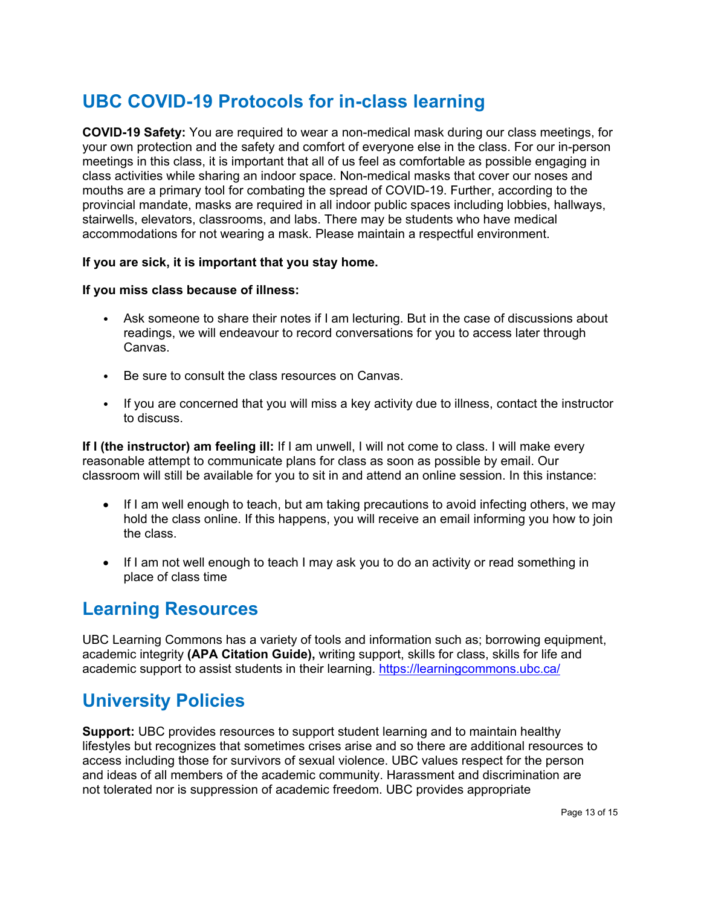## UBC COVID-19 Protocols for in-class learning

**COVID-19 Safety:** You are required to wear a non-medical mask during our class meetings, for your own protection and the safety and comfort of everyone else in the class. For our in-person meetings in this class, it is important that all of us feel as comfortable as possible engaging in class activities while sharing an indoor space. Non-medical masks that cover our noses and mouths are a primary tool for combating the spread of COVID-19. Further, according to the provincial mandate, masks are required in all indoor public spaces including lobbies, hallways, stairwells, elevators, classrooms, and labs. There may be students who have medical accommodations for not wearing a mask. Please maintain a respectful environment.

**If you are sick, it is important that you stay home.**

**If you miss class because of illness:**

- Ask someone to share their notes if I am lecturing. But in the case of discussions about readings, we will endeavour to record conversations for you to access later through Canvas.
- Be sure to consult the class resources on Canvas.
- If you are concerned that you will miss a key activity due to illness, contact the instructor to discuss.

**If I (the instructor) am feeling ill:** If I am unwell, I will not come to class. I will make every reasonable attempt to communicate plans for class as soon as possible by email. Our classroom will still be available for you to sit in and attend an online session. In this instance:

- If I am well enough to teach, but am taking precautions to avoid infecting others, we may hold the class online. If this happens, you will receive an email informing you how to join the class.
- If I am not well enough to teach I may ask you to do an activity or read something in place of class time

## Learning Resources

UBC Learning Commons has a variety of tools and information such as; borrowing equipment, academic integrity **(APA Citation Guide),** writing support, skills for class, skills for life and academic support to assist students in their learning. https://learningcommons.ubc.ca/

## University Policies

**Support:** UBC provides resources to support student learning and to maintain healthy lifestyles but recognizes that sometimes crises arise and so there are additional resources to access including those for survivors of sexual violence. UBC values respect for the person and ideas of all members of the academic community. Harassment and discrimination are not tolerated nor is suppression of academic freedom. UBC provides appropriate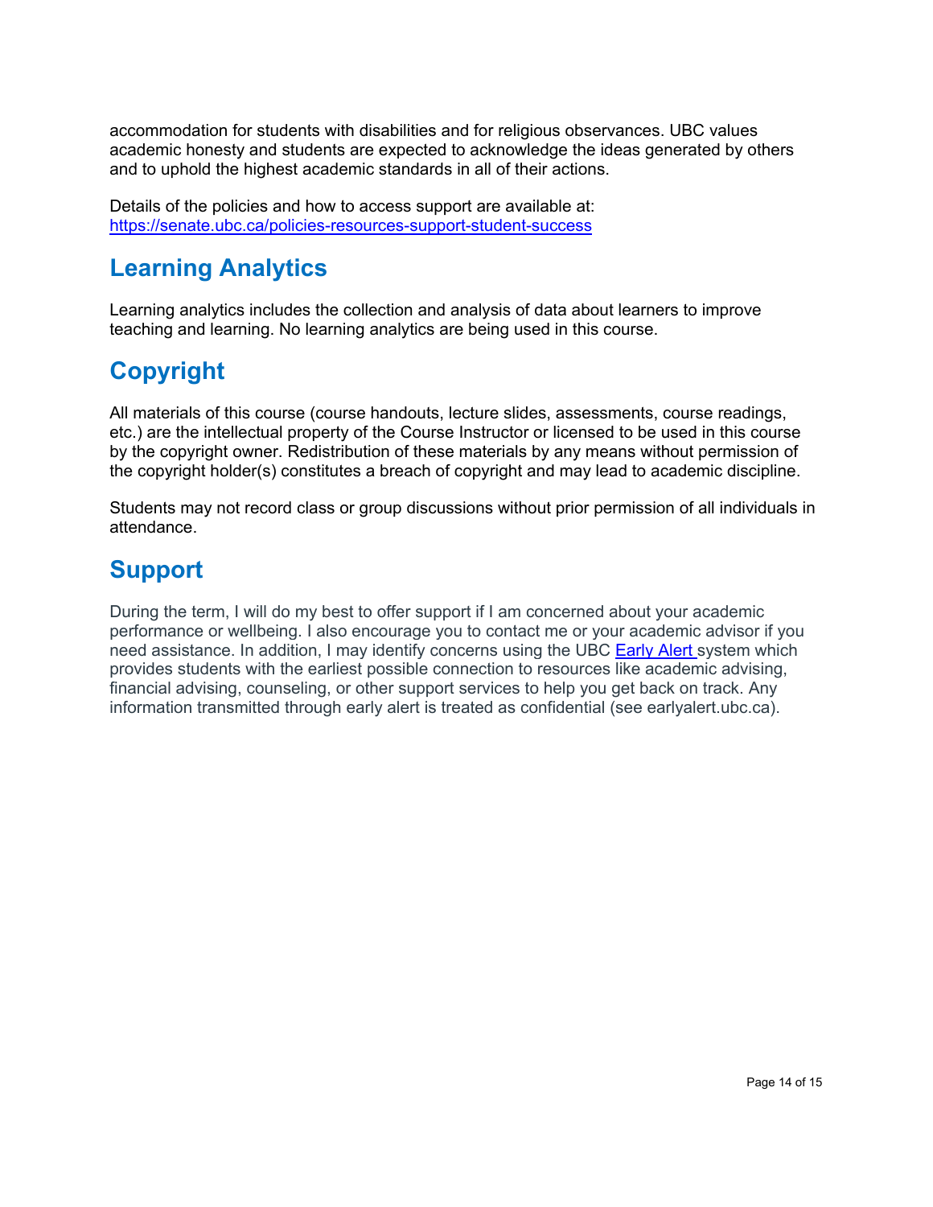accommodation for students with disabilities and for religious observances. UBC values academic honesty and students are expected to acknowledge the ideas generated by others and to uphold the highest academic standards in all of their actions.

Details of the policies and how to access support are available at: [https://senate.ubc.ca/policies-resources-support-student-success](https://senate.ubc.ca/policies-resources-support-student-success)

## Learning Analytics

Learning analytics includes the collection and analysis of data about learners to improve teaching and learning. No learning analytics are being used in this course.

## Copyright

All materials of this course (course handouts, lecture slides, assessments, course readings, etc.) are the intellectual property of the Course Instructor or licensed to be used in this course by the copyright owner. Redistribution of these materials by any means without permission of the copyright holder(s) constitutes a breach of copyright and may lead to academic discipline.

Students may not record class or group discussions without prior permission of all individuals in attendance.

## Support

During the term, I will do my best to offer support if I am concerned about your academic performance or wellbeing. I also encourage you to contact me or your academic advisor if you need assistance. In addition, I may identify concerns using the UBC Early Alert system which provides students with the earliest possible connection to resources like academic advising, financial advising, counseling, or other support services to help you get back on track. Any information transmitted through early alert is treated as confidential (see earlyalert.ubc.ca).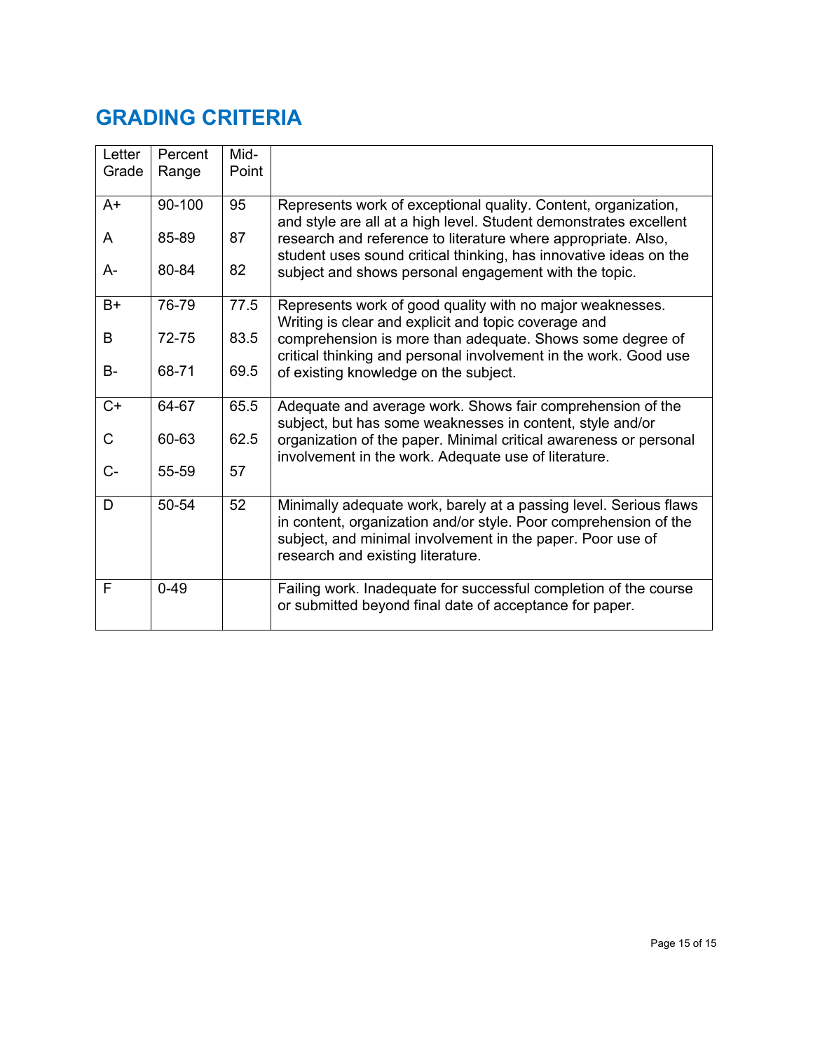## GRADING CRITERIA

| Letter Grade | Percent Range | Mid-Point | |
|---|---|---|---|
| A+ | 90-100 | 95 | Represents work of exceptional quality. Content, organization, and style are all at a high level. Student demonstrates excellent research and reference to literature where appropriate. Also, student uses sound critical thinking, has innovative ideas on the subject and shows personal engagement with the topic. |
| A | 85-89 | 87 | |
| A- | 80-84 | 82 | |
| B+ | 76-79 | 77.5 | Represents work of good quality with no major weaknesses. Writing is clear and explicit and topic coverage and comprehension is more than adequate. Shows some degree of critical thinking and personal involvement in the work. Good use of existing knowledge on the subject. |
| B | 72-75 | 83.5 | |
| B- | 68-71 | 69.5 | |
| C+ | 64-67 | 65.5 | Adequate and average work. Shows fair comprehension of the subject, but has some weaknesses in content, style and/or organization of the paper. Minimal critical awareness or personal involvement in the work. Adequate use of literature. |
| C | 60-63 | 62.5 | |
| C- | 55-59 | 57 | |
| D | 50-54 | 52 | Minimally adequate work, barely at a passing level. Serious flaws in content, organization and/or style. Poor comprehension of the subject, and minimal involvement in the paper. Poor use of research and existing literature. |
| F | 0-49 | | Failing work. Inadequate for successful completion of the course or submitted beyond final date of acceptance for paper. |